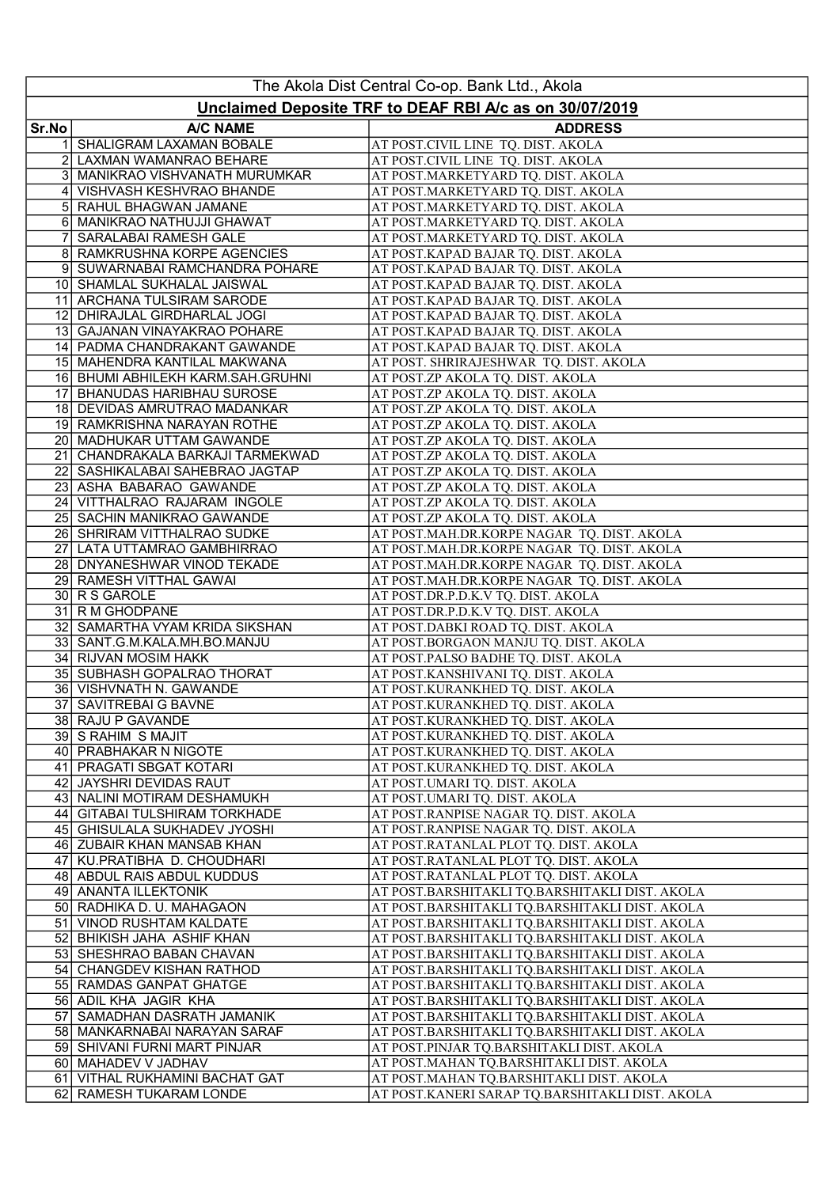# The Akola Dist Central Co-op. Bank Ltd., Akola

## Unclaimed Deposite TRF to DEAF RBI A/c as on 30/07/2019

| Sr.No | A/C NAME | ADDRESS |
|---|---|---|
| 1 | SHALIGRAM LAXAMAN BOBALE | AT POST.CIVIL LINE TQ. DIST. AKOLA |
| 2 | LAXMAN WAMANRAO BEHARE | AT POST.CIVIL LINE TQ. DIST. AKOLA |
| 3 | MANIKRAO VISHVANATH MURUMKAR | AT POST.MARKETYARD TQ. DIST. AKOLA |
| 4 | VISHVASH KESHVRAO BHANDE | AT POST.MARKETYARD TQ. DIST. AKOLA |
| 5 | RAHUL BHAGWAN JAMANE | AT POST.MARKETYARD TQ. DIST. AKOLA |
| 6 | MANIKRAO NATHUJJI GHAWAT | AT POST.MARKETYARD TQ. DIST. AKOLA |
| 7 | SARALABAI RAMESH GALE | AT POST.MARKETYARD TQ. DIST. AKOLA |
| 8 | RAMKRUSHNA KORPE AGENCIES | AT POST.KAPAD BAJAR TQ. DIST. AKOLA |
| 9 | SUWARNABAI RAMCHANDRA POHARE | AT POST.KAPAD BAJAR TQ. DIST. AKOLA |
| 10 | SHAMLAL SUKHALAL JAISWAL | AT POST.KAPAD BAJAR TQ. DIST. AKOLA |
| 11 | ARCHANA TULSIRAM SARODE | AT POST.KAPAD BAJAR TQ. DIST. AKOLA |
| 12 | DHIRAJLAL GIRDHARLAL JOGI | AT POST.KAPAD BAJAR TQ. DIST. AKOLA |
| 13 | GAJANAN VINAYAKRAO POHARE | AT POST.KAPAD BAJAR TQ. DIST. AKOLA |
| 14 | PADMA CHANDRAKANT GAWANDE | AT POST.KAPAD BAJAR TQ. DIST. AKOLA |
| 15 | MAHENDRA KANTILAL MAKWANA | AT POST. SHRIRAJESHWAR TQ. DIST. AKOLA |
| 16 | BHUMI ABHILEKH KARM.SAH.GRUHNI | AT POST.ZP AKOLA TQ. DIST. AKOLA |
| 17 | BHANUDAS HARIBHAU SUROSE | AT POST.ZP AKOLA TQ. DIST. AKOLA |
| 18 | DEVIDAS AMRUTRAO MADANKAR | AT POST.ZP AKOLA TQ. DIST. AKOLA |
| 19 | RAMKRISHNA NARAYAN ROTHE | AT POST.ZP AKOLA TQ. DIST. AKOLA |
| 20 | MADHUKAR UTTAM GAWANDE | AT POST.ZP AKOLA TQ. DIST. AKOLA |
| 21 | CHANDRAKALA BARKAJI TARMEKWAD | AT POST.ZP AKOLA TQ. DIST. AKOLA |
| 22 | SASHIKALABAI SAHEBRAO JAGTAP | AT POST.ZP AKOLA TQ. DIST. AKOLA |
| 23 | ASHA BABARAO GAWANDE | AT POST.ZP AKOLA TQ. DIST. AKOLA |
| 24 | VITTHALRAO RAJARAM INGOLE | AT POST.ZP AKOLA TQ. DIST. AKOLA |
| 25 | SACHIN MANIKRAO GAWANDE | AT POST.ZP AKOLA TQ. DIST. AKOLA |
| 26 | SHRIRAM VITTHALRAO SUDKE | AT POST.MAH.DR.KORPE NAGAR TQ. DIST. AKOLA |
| 27 | LATA UTTAMRAO GAMBHIRRAO | AT POST.MAH.DR.KORPE NAGAR TQ. DIST. AKOLA |
| 28 | DNYANESHWAR VINOD TEKADE | AT POST.MAH.DR.KORPE NAGAR TQ. DIST. AKOLA |
| 29 | RAMESH VITTHAL GAWAI | AT POST.MAH.DR.KORPE NAGAR TQ. DIST. AKOLA |
| 30 | R S GAROLE | AT POST.DR.P.D.K.V TQ. DIST. AKOLA |
| 31 | R M GHODPANE | AT POST.DR.P.D.K.V TQ. DIST. AKOLA |
| 32 | SAMARTHA VYAM KRIDA SIKSHAN | AT POST.DABKI ROAD TQ. DIST. AKOLA |
| 33 | SANT.G.M.KALA.MH.BO.MANJU | AT POST.BORGAON MANJU TQ. DIST. AKOLA |
| 34 | RIJVAN MOSIM HAKK | AT POST.PALSO BADHE TQ. DIST. AKOLA |
| 35 | SUBHASH GOPALRAO THORAT | AT POST.KANSHIVANI TQ. DIST. AKOLA |
| 36 | VISHVNATH N. GAWANDE | AT POST.KURANKHED TQ. DIST. AKOLA |
| 37 | SAVITREBAI G BAVNE | AT POST.KURANKHED TQ. DIST. AKOLA |
| 38 | RAJU P GAVANDE | AT POST.KURANKHED TQ. DIST. AKOLA |
| 39 | S RAHIM S MAJIT | AT POST.KURANKHED TQ. DIST. AKOLA |
| 40 | PRABHAKAR N NIGOTE | AT POST.KURANKHED TQ. DIST. AKOLA |
| 41 | PRAGATI SBGAT KOTARI | AT POST.KURANKHED TQ. DIST. AKOLA |
| 42 | JAYSHRI DEVIDAS RAUT | AT POST.UMARI TQ. DIST. AKOLA |
| 43 | NALINI MOTIRAM DESHAMUKH | AT POST.UMARI TQ. DIST. AKOLA |
| 44 | GITABAI TULSHIRAM TORKHADE | AT POST.RANPISE NAGAR TQ. DIST. AKOLA |
| 45 | GHISULALA SUKHADEV JYOSHI | AT POST.RANPISE NAGAR TQ. DIST. AKOLA |
| 46 | ZUBAIR KHAN MANSAB KHAN | AT POST.RATANLAL PLOT TQ. DIST. AKOLA |
| 47 | KU.PRATIBHA D. CHOUDHARI | AT POST.RATANLAL PLOT TQ. DIST. AKOLA |
| 48 | ABDUL RAIS ABDUL KUDDUS | AT POST.RATANLAL PLOT TQ. DIST. AKOLA |
| 49 | ANANTA ILLEKTONIK | AT POST.BARSHITAKLI TQ.BARSHITAKLI DIST. AKOLA |
| 50 | RADHIKA D. U. MAHAGAON | AT POST.BARSHITAKLI TQ.BARSHITAKLI DIST. AKOLA |
| 51 | VINOD RUSHTAM KALDATE | AT POST.BARSHITAKLI TQ.BARSHITAKLI DIST. AKOLA |
| 52 | BHIKISH JAHA ASHIF KHAN | AT POST.BARSHITAKLI TQ.BARSHITAKLI DIST. AKOLA |
| 53 | SHESHRAO BABAN CHAVAN | AT POST.BARSHITAKLI TQ.BARSHITAKLI DIST. AKOLA |
| 54 | CHANGDEV KISHAN RATHOD | AT POST.BARSHITAKLI TQ.BARSHITAKLI DIST. AKOLA |
| 55 | RAMDAS GANPAT GHATGE | AT POST.BARSHITAKLI TQ.BARSHITAKLI DIST. AKOLA |
| 56 | ADIL KHA JAGIR KHA | AT POST.BARSHITAKLI TQ.BARSHITAKLI DIST. AKOLA |
| 57 | SAMADHAN DASRATH JAMANIK | AT POST.BARSHITAKLI TQ.BARSHITAKLI DIST. AKOLA |
| 58 | MANKARNABAI NARAYAN SARAF | AT POST.BARSHITAKLI TQ.BARSHITAKLI DIST. AKOLA |
| 59 | SHIVANI FURNI MART PINJAR | AT POST.PINJAR TQ.BARSHITAKLI DIST. AKOLA |
| 60 | MAHADEV V JADHAV | AT POST.MAHAN TQ.BARSHITAKLI DIST. AKOLA |
| 61 | VITHAL RUKHAMINI BACHAT GAT | AT POST.MAHAN TQ.BARSHITAKLI DIST. AKOLA |
| 62 | RAMESH TUKARAM LONDE | AT POST.KANERI SARAP TQ.BARSHITAKLI DIST. AKOLA |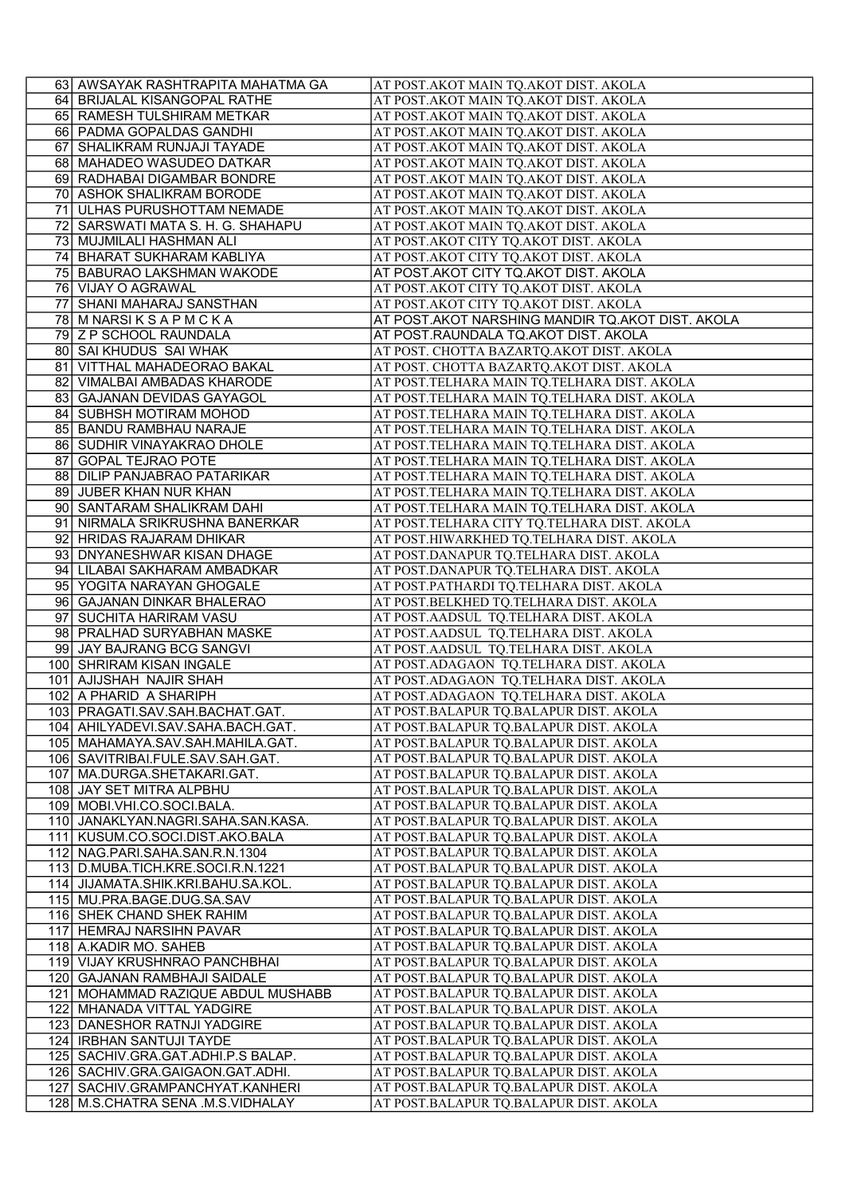| | | |
|---|---|---|
| 63 | AWSAYAK RASHTRAPITA MAHATMA GA | AT POST.AKOT MAIN TQ.AKOT DIST. AKOLA |
| 64 | BRIJALAL KISANGOPAL RATHE | AT POST.AKOT MAIN TQ.AKOT DIST. AKOLA |
| 65 | RAMESH TULSHIRAM METKAR | AT POST.AKOT MAIN TQ.AKOT DIST. AKOLA |
| 66 | PADMA GOPALDAS GANDHI | AT POST.AKOT MAIN TQ.AKOT DIST. AKOLA |
| 67 | SHALIKRAM RUNJAJI TAYADE | AT POST.AKOT MAIN TQ.AKOT DIST. AKOLA |
| 68 | MAHADEO WASUDEO DATKAR | AT POST.AKOT MAIN TQ.AKOT DIST. AKOLA |
| 69 | RADHABAI DIGAMBAR BONDRE | AT POST.AKOT MAIN TQ.AKOT DIST. AKOLA |
| 70 | ASHOK SHALIKRAM BORODE | AT POST.AKOT MAIN TQ.AKOT DIST. AKOLA |
| 71 | ULHAS PURUSHOTTAM NEMADE | AT POST.AKOT MAIN TQ.AKOT DIST. AKOLA |
| 72 | SARSWATI MATA S. H. G. SHAHAPU | AT POST.AKOT MAIN TQ.AKOT DIST. AKOLA |
| 73 | MUJMILALI HASHMAN ALI | AT POST.AKOT CITY TQ.AKOT DIST. AKOLA |
| 74 | BHARAT SUKHARAM KABLIYA | AT POST.AKOT CITY TQ.AKOT DIST. AKOLA |
| 75 | BABURAO LAKSHMAN WAKODE | AT POST.AKOT CITY TQ.AKOT DIST. AKOLA |
| 76 | VIJAY O AGRAWAL | AT POST.AKOT CITY TQ.AKOT DIST. AKOLA |
| 77 | SHANI MAHARAJ SANSTHAN | AT POST.AKOT CITY TQ.AKOT DIST. AKOLA |
| 78 | M NARSI K S A P M C K A | AT POST.AKOT NARSHING MANDIR TQ.AKOT DIST. AKOLA |
| 79 | Z P SCHOOL RAUNDALA | AT POST.RAUNDALA TQ.AKOT DIST. AKOLA |
| 80 | SAI KHUDUS SAI WHAK | AT POST. CHOTTA BAZARTQ.AKOT DIST. AKOLA |
| 81 | VITTHAL MAHADEORAO BAKAL | AT POST. CHOTTA BAZARTQ.AKOT DIST. AKOLA |
| 82 | VIMALBAI AMBADAS KHARODE | AT POST.TELHARA MAIN TQ.TELHARA DIST. AKOLA |
| 83 | GAJANAN DEVIDAS GAYAGOL | AT POST.TELHARA MAIN TQ.TELHARA DIST. AKOLA |
| 84 | SUBHSH MOTIRAM MOHOD | AT POST.TELHARA MAIN TQ.TELHARA DIST. AKOLA |
| 85 | BANDU RAMBHAU NARAJE | AT POST.TELHARA MAIN TQ.TELHARA DIST. AKOLA |
| 86 | SUDHIR VINAYAKRAO DHOLE | AT POST.TELHARA MAIN TQ.TELHARA DIST. AKOLA |
| 87 | GOPAL TEJRAO POTE | AT POST.TELHARA MAIN TQ.TELHARA DIST. AKOLA |
| 88 | DILIP PANJABRAO PATARIKAR | AT POST.TELHARA MAIN TQ.TELHARA DIST. AKOLA |
| 89 | JUBER KHAN NUR KHAN | AT POST.TELHARA MAIN TQ.TELHARA DIST. AKOLA |
| 90 | SANTARAM SHALIKRAM DAHI | AT POST.TELHARA MAIN TQ.TELHARA DIST. AKOLA |
| 91 | NIRMALA SRIKRUSHNA BANERKAR | AT POST.TELHARA CITY TQ.TELHARA DIST. AKOLA |
| 92 | HRIDAS RAJARAM DHIKAR | AT POST.HIWARKHED TQ.TELHARA DIST. AKOLA |
| 93 | DNYANESHWAR KISAN DHAGE | AT POST.DANAPUR TQ.TELHARA DIST. AKOLA |
| 94 | LILABAI SAKHARAM AMBADKAR | AT POST.DANAPUR TQ.TELHARA DIST. AKOLA |
| 95 | YOGITA NARAYAN GHOGALE | AT POST.PATHARDI TQ.TELHARA DIST. AKOLA |
| 96 | GAJANAN DINKAR BHALERAO | AT POST.BELKHED TQ.TELHARA DIST. AKOLA |
| 97 | SUCHITA HARIRAM VASU | AT POST.AADSUL TQ.TELHARA DIST. AKOLA |
| 98 | PRALHAD SURYABHAN MASKE | AT POST.AADSUL TQ.TELHARA DIST. AKOLA |
| 99 | JAY BAJRANG BCG SANGVI | AT POST.AADSUL TQ.TELHARA DIST. AKOLA |
| 100 | SHRIRAM KISAN INGALE | AT POST.ADAGAON TQ.TELHARA DIST. AKOLA |
| 101 | AJIJSHAH NAJIR SHAH | AT POST.ADAGAON TQ.TELHARA DIST. AKOLA |
| 102 | A PHARID A SHARIPH | AT POST.ADAGAON TQ.TELHARA DIST. AKOLA |
| 103 | PRAGATI.SAV.SAH.BACHAT.GAT. | AT POST.BALAPUR TQ.BALAPUR DIST. AKOLA |
| 104 | AHILYADEVI.SAV.SAHA.BACH.GAT. | AT POST.BALAPUR TQ.BALAPUR DIST. AKOLA |
| 105 | MAHAMAYA.SAV.SAH.MAHILA.GAT. | AT POST.BALAPUR TQ.BALAPUR DIST. AKOLA |
| 106 | SAVITRIBAI.FULE.SAV.SAH.GAT. | AT POST.BALAPUR TQ.BALAPUR DIST. AKOLA |
| 107 | MA.DURGA.SHETAKARI.GAT. | AT POST.BALAPUR TQ.BALAPUR DIST. AKOLA |
| 108 | JAY SET MITRA ALPBHU | AT POST.BALAPUR TQ.BALAPUR DIST. AKOLA |
| 109 | MOBI.VHI.CO.SOCI.BALA. | AT POST.BALAPUR TQ.BALAPUR DIST. AKOLA |
| 110 | JANAKLYAN.NAGRI.SAHA.SAN.KASA. | AT POST.BALAPUR TQ.BALAPUR DIST. AKOLA |
| 111 | KUSUM.CO.SOCI.DIST.AKO.BALA | AT POST.BALAPUR TQ.BALAPUR DIST. AKOLA |
| 112 | NAG.PARI.SAHA.SAN.R.N.1304 | AT POST.BALAPUR TQ.BALAPUR DIST. AKOLA |
| 113 | D.MUBA.TICH.KRE.SOCI.R.N.1221 | AT POST.BALAPUR TQ.BALAPUR DIST. AKOLA |
| 114 | JIJAMATA.SHIK.KRI.BAHU.SA.KOL. | AT POST.BALAPUR TQ.BALAPUR DIST. AKOLA |
| 115 | MU.PRA.BAGE.DUG.SA.SAV | AT POST.BALAPUR TQ.BALAPUR DIST. AKOLA |
| 116 | SHEK CHAND SHEK RAHIM | AT POST.BALAPUR TQ.BALAPUR DIST. AKOLA |
| 117 | HEMRAJ NARSIHN PAVAR | AT POST.BALAPUR TQ.BALAPUR DIST. AKOLA |
| 118 | A.KADIR MO. SAHEB | AT POST.BALAPUR TQ.BALAPUR DIST. AKOLA |
| 119 | VIJAY KRUSHNRAO PANCHBHAI | AT POST.BALAPUR TQ.BALAPUR DIST. AKOLA |
| 120 | GAJANAN RAMBHAJI SAIDALE | AT POST.BALAPUR TQ.BALAPUR DIST. AKOLA |
| 121 | MOHAMMAD RAZIQUE ABDUL MUSHABB | AT POST.BALAPUR TQ.BALAPUR DIST. AKOLA |
| 122 | MHANADA VITTAL YADGIRE | AT POST.BALAPUR TQ.BALAPUR DIST. AKOLA |
| 123 | DANESHOR RATNJI YADGIRE | AT POST.BALAPUR TQ.BALAPUR DIST. AKOLA |
| 124 | IRBHAN SANTUJI TAYDE | AT POST.BALAPUR TQ.BALAPUR DIST. AKOLA |
| 125 | SACHIV.GRA.GAT.ADHI.P.S BALAP. | AT POST.BALAPUR TQ.BALAPUR DIST. AKOLA |
| 126 | SACHIV.GRA.GAIGAON.GAT.ADHI. | AT POST.BALAPUR TQ.BALAPUR DIST. AKOLA |
| 127 | SACHIV.GRAMPANCHYAT.KANHERI | AT POST.BALAPUR TQ.BALAPUR DIST. AKOLA |
| 128 | M.S.CHATRA SENA .M.S.VIDHALAY | AT POST.BALAPUR TQ.BALAPUR DIST. AKOLA |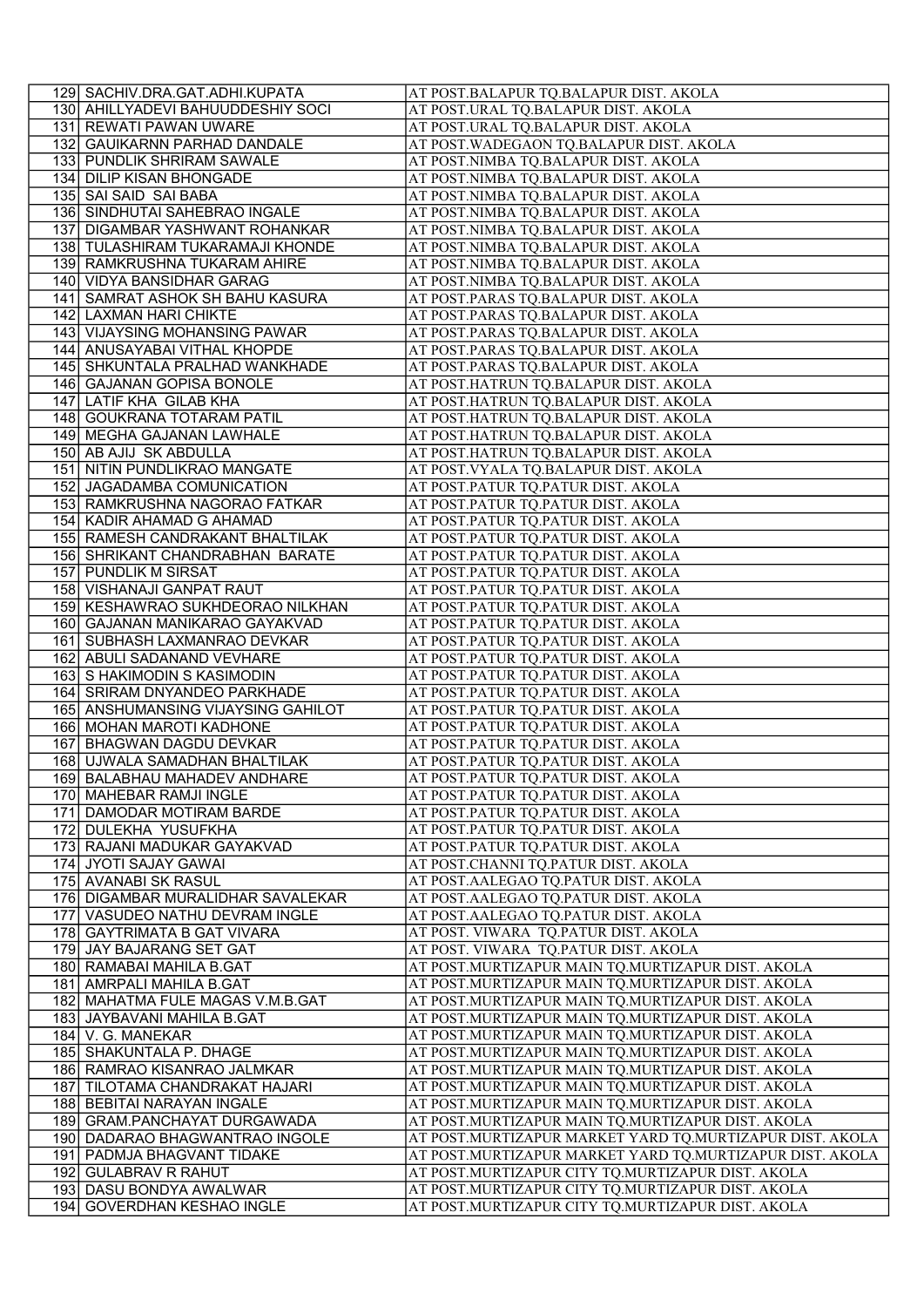| | | |
|---|---|---|
| 129 | SACHIV.DRA.GAT.ADHI.KUPATA | AT POST.BALAPUR TQ.BALAPUR DIST. AKOLA |
| 130 | AHILLYADEVI BAHUUDDESHIY SOCI | AT POST.URAL TQ.BALAPUR DIST. AKOLA |
| 131 | REWATI PAWAN UWARE | AT POST.URAL TQ.BALAPUR DIST. AKOLA |
| 132 | GAUIKARNN PARHAD DANDALE | AT POST.WADEGAON TQ.BALAPUR DIST. AKOLA |
| 133 | PUNDLIK SHRIRAM SAWALE | AT POST.NIMBA TQ.BALAPUR DIST. AKOLA |
| 134 | DILIP KISAN BHONGADE | AT POST.NIMBA TQ.BALAPUR DIST. AKOLA |
| 135 | SAI SAID SAI BABA | AT POST.NIMBA TQ.BALAPUR DIST. AKOLA |
| 136 | SINDHUTAI SAHEBRAO INGALE | AT POST.NIMBA TQ.BALAPUR DIST. AKOLA |
| 137 | DIGAMBAR YASHWANT ROHANKAR | AT POST.NIMBA TQ.BALAPUR DIST. AKOLA |
| 138 | TULASHIRAM TUKARAMAJI KHONDE | AT POST.NIMBA TQ.BALAPUR DIST. AKOLA |
| 139 | RAMKRUSHNA TUKARAM AHIRE | AT POST.NIMBA TQ.BALAPUR DIST. AKOLA |
| 140 | VIDYA BANSIDHAR GARAG | AT POST.NIMBA TQ.BALAPUR DIST. AKOLA |
| 141 | SAMRAT ASHOK SH BAHU KASURA | AT POST.PARAS TQ.BALAPUR DIST. AKOLA |
| 142 | LAXMAN HARI CHIKTE | AT POST.PARAS TQ.BALAPUR DIST. AKOLA |
| 143 | VIJAYSING MOHANSING PAWAR | AT POST.PARAS TQ.BALAPUR DIST. AKOLA |
| 144 | ANUSAYABAI VITHAL KHOPDE | AT POST.PARAS TQ.BALAPUR DIST. AKOLA |
| 145 | SHKUNTALA PRALHAD WANKHADE | AT POST.PARAS TQ.BALAPUR DIST. AKOLA |
| 146 | GAJANAN GOPISA BONOLE | AT POST.HATRUN TQ.BALAPUR DIST. AKOLA |
| 147 | LATIF KHA GILAB KHA | AT POST.HATRUN TQ.BALAPUR DIST. AKOLA |
| 148 | GOUKRANA TOTARAM PATIL | AT POST.HATRUN TQ.BALAPUR DIST. AKOLA |
| 149 | MEGHA GAJANAN LAWHALE | AT POST.HATRUN TQ.BALAPUR DIST. AKOLA |
| 150 | AB AJIJ SK ABDULLA | AT POST.HATRUN TQ.BALAPUR DIST. AKOLA |
| 151 | NITIN PUNDLIKRAO MANGATE | AT POST.VYALA TQ.BALAPUR DIST. AKOLA |
| 152 | JAGADAMBA COMUNICATION | AT POST.PATUR TQ.PATUR DIST. AKOLA |
| 153 | RAMKRUSHNA NAGORAO FATKAR | AT POST.PATUR TQ.PATUR DIST. AKOLA |
| 154 | KADIR AHAMAD G AHAMAD | AT POST.PATUR TQ.PATUR DIST. AKOLA |
| 155 | RAMESH CANDRAKANT BHALTILAK | AT POST.PATUR TQ.PATUR DIST. AKOLA |
| 156 | SHRIKANT CHANDRABHAN BARATE | AT POST.PATUR TQ.PATUR DIST. AKOLA |
| 157 | PUNDLIK M SIRSAT | AT POST.PATUR TQ.PATUR DIST. AKOLA |
| 158 | VISHANAJI GANPAT RAUT | AT POST.PATUR TQ.PATUR DIST. AKOLA |
| 159 | KESHAWRAO SUKHDEORAO NILKHAN | AT POST.PATUR TQ.PATUR DIST. AKOLA |
| 160 | GAJANAN MANIKARAO GAYAKVAD | AT POST.PATUR TQ.PATUR DIST. AKOLA |
| 161 | SUBHASH LAXMANRAO DEVKAR | AT POST.PATUR TQ.PATUR DIST. AKOLA |
| 162 | ABULI SADANAND VEVHARE | AT POST.PATUR TQ.PATUR DIST. AKOLA |
| 163 | S HAKIMODIN S KASIMODIN | AT POST.PATUR TQ.PATUR DIST. AKOLA |
| 164 | SRIRAM DNYANDEO PARKHADE | AT POST.PATUR TQ.PATUR DIST. AKOLA |
| 165 | ANSHUMANSING VIJAYSING GAHILOT | AT POST.PATUR TQ.PATUR DIST. AKOLA |
| 166 | MOHAN MAROTI KADHONE | AT POST.PATUR TQ.PATUR DIST. AKOLA |
| 167 | BHAGWAN DAGDU DEVKAR | AT POST.PATUR TQ.PATUR DIST. AKOLA |
| 168 | UJWALA SAMADHAN BHALTILAK | AT POST.PATUR TQ.PATUR DIST. AKOLA |
| 169 | BALABHAU MAHADEV ANDHARE | AT POST.PATUR TQ.PATUR DIST. AKOLA |
| 170 | MAHEBAR RAMJI INGLE | AT POST.PATUR TQ.PATUR DIST. AKOLA |
| 171 | DAMODAR MOTIRAM BARDE | AT POST.PATUR TQ.PATUR DIST. AKOLA |
| 172 | DULEKHA YUSUFKHA | AT POST.PATUR TQ.PATUR DIST. AKOLA |
| 173 | RAJANI MADUKAR GAYAKVAD | AT POST.PATUR TQ.PATUR DIST. AKOLA |
| 174 | JYOTI SAJAY GAWAI | AT POST.CHANNI TQ.PATUR DIST. AKOLA |
| 175 | AVANABI SK RASUL | AT POST.AALEGAO TQ.PATUR DIST. AKOLA |
| 176 | DIGAMBAR MURALIDHAR SAVALEKAR | AT POST.AALEGAO TQ.PATUR DIST. AKOLA |
| 177 | VASUDEO NATHU DEVRAM INGLE | AT POST.AALEGAO TQ.PATUR DIST. AKOLA |
| 178 | GAYTRIMATA B GAT VIVARA | AT POST. VIWARA TQ.PATUR DIST. AKOLA |
| 179 | JAY BAJARANG SET GAT | AT POST. VIWARA TQ.PATUR DIST. AKOLA |
| 180 | RAMABAI MAHILA B.GAT | AT POST.MURTIZAPUR MAIN TQ.MURTIZAPUR DIST. AKOLA |
| 181 | AMRPALI MAHILA B.GAT | AT POST.MURTIZAPUR MAIN TQ.MURTIZAPUR DIST. AKOLA |
| 182 | MAHATMA FULE MAGAS V.M.B.GAT | AT POST.MURTIZAPUR MAIN TQ.MURTIZAPUR DIST. AKOLA |
| 183 | JAYBAVANI MAHILA B.GAT | AT POST.MURTIZAPUR MAIN TQ.MURTIZAPUR DIST. AKOLA |
| 184 | V. G. MANEKAR | AT POST.MURTIZAPUR MAIN TQ.MURTIZAPUR DIST. AKOLA |
| 185 | SHAKUNTALA P. DHAGE | AT POST.MURTIZAPUR MAIN TQ.MURTIZAPUR DIST. AKOLA |
| 186 | RAMRAO KISANRAO JALMKAR | AT POST.MURTIZAPUR MAIN TQ.MURTIZAPUR DIST. AKOLA |
| 187 | TILOTAMA CHANDRAKAT HAJARI | AT POST.MURTIZAPUR MAIN TQ.MURTIZAPUR DIST. AKOLA |
| 188 | BEBITAI NARAYAN INGALE | AT POST.MURTIZAPUR MAIN TQ.MURTIZAPUR DIST. AKOLA |
| 189 | GRAM.PANCHAYAT DURGAWADA | AT POST.MURTIZAPUR MAIN TQ.MURTIZAPUR DIST. AKOLA |
| 190 | DADARAO BHAGWANTRAO INGOLE | AT POST.MURTIZAPUR MARKET YARD TQ.MURTIZAPUR DIST. AKOLA |
| 191 | PADMJA BHAGVANT TIDAKE | AT POST.MURTIZAPUR MARKET YARD TQ.MURTIZAPUR DIST. AKOLA |
| 192 | GULABRAV R RAHUT | AT POST.MURTIZAPUR CITY TQ.MURTIZAPUR DIST. AKOLA |
| 193 | DASU BONDYA AWALWAR | AT POST.MURTIZAPUR CITY TQ.MURTIZAPUR DIST. AKOLA |
| 194 | GOVERDHAN KESHAO INGLE | AT POST.MURTIZAPUR CITY TQ.MURTIZAPUR DIST. AKOLA |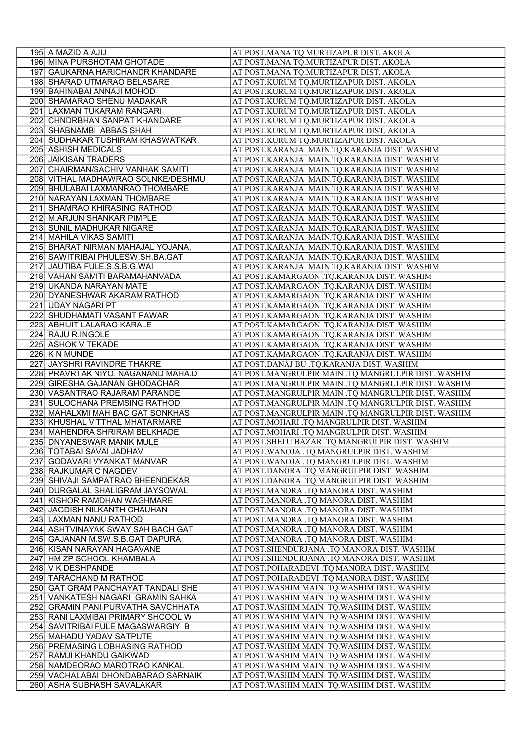| | | |
|---|---|---|
| 195 | A MAZID A AJIJ | AT POST.MANA TQ.MURTIZAPUR DIST. AKOLA |
| 196 | MINA PURSHOTAM GHOTADE | AT POST.MANA TQ.MURTIZAPUR DIST. AKOLA |
| 197 | GAUKARNA HARICHANDR KHANDARE | AT POST.MANA TQ.MURTIZAPUR DIST. AKOLA |
| 198 | SHARAD UTMARAO BELASARE | AT POST.KURUM TQ.MURTIZAPUR DIST. AKOLA |
| 199 | BAHINABAI ANNAJI MOHOD | AT POST.KURUM TQ.MURTIZAPUR DIST. AKOLA |
| 200 | SHAMARAO SHENU MADAKAR | AT POST.KURUM TQ.MURTIZAPUR DIST. AKOLA |
| 201 | LAXMAN TUKARAM RANGARI | AT POST.KURUM TQ.MURTIZAPUR DIST. AKOLA |
| 202 | CHNDRBHAN SANPAT KHANDARE | AT POST.KURUM TQ.MURTIZAPUR DIST. AKOLA |
| 203 | SHABNAMBI ABBAS SHAH | AT POST.KURUM TQ.MURTIZAPUR DIST. AKOLA |
| 204 | SUDHAKAR TUSHIRAM KHASWATKAR | AT POST.KURUM TQ.MURTIZAPUR DIST. AKOLA |
| 205 | ASHISH MEDICALS | AT POST.KARANJA MAIN.TQ.KARANJA DIST. WASHIM |
| 206 | JAIKISAN TRADERS | AT POST.KARANJA MAIN.TQ.KARANJA DIST. WASHIM |
| 207 | CHAIRMAN/SACHIV VANHAK SAMITI | AT POST.KARANJA MAIN.TQ.KARANJA DIST. WASHIM |
| 208 | VITHAL MADHAWRAO SOLNKE/DESHMU | AT POST.KARANJA MAIN.TQ.KARANJA DIST. WASHIM |
| 209 | BHULABAI LAXMANRAO THOMBARE | AT POST.KARANJA MAIN.TQ.KARANJA DIST. WASHIM |
| 210 | NARAYAN LAXMAN THOMBARE | AT POST.KARANJA MAIN.TQ.KARANJA DIST. WASHIM |
| 211 | SHAMRAO KHIRASING RATHOD | AT POST.KARANJA MAIN.TQ.KARANJA DIST. WASHIM |
| 212 | M.ARJUN SHANKAR PIMPLE | AT POST.KARANJA MAIN.TQ.KARANJA DIST. WASHIM |
| 213 | SUNIL MADHUKAR NIGARE | AT POST.KARANJA MAIN.TQ.KARANJA DIST. WASHIM |
| 214 | MAHILA VIKAS SAMITI | AT POST.KARANJA MAIN.TQ.KARANJA DIST. WASHIM |
| 215 | BHARAT NIRMAN MAHAJAL YOJANA, | AT POST.KARANJA MAIN.TQ.KARANJA DIST. WASHIM |
| 216 | SAWITRIBAI PHULESW.SH.BA.GAT | AT POST.KARANJA MAIN.TQ.KARANJA DIST. WASHIM |
| 217 | JAUTIBA FULE.S.S.B.G.WAI | AT POST.KARANJA MAIN.TQ.KARANJA DIST. WASHIM |
| 218 | VAHAN SAMITI BARAMAHANVADA | AT POST.KAMARGAON .TQ.KARANJA DIST. WASHIM |
| 219 | UKANDA NARAYAN MATE | AT POST.KAMARGAON .TQ.KARANJA DIST. WASHIM |
| 220 | DYANESHWAR AKARAM RATHOD | AT POST.KAMARGAON .TQ.KARANJA DIST. WASHIM |
| 221 | UDAY NAGARI PT | AT POST.KAMARGAON .TQ.KARANJA DIST. WASHIM |
| 222 | SHUDHAMATI VASANT PAWAR | AT POST.KAMARGAON .TQ.KARANJA DIST. WASHIM |
| 223 | ABHIJIT LALARAO KARALE | AT POST.KAMARGAON .TQ.KARANJA DIST. WASHIM |
| 224 | RAJU R.INGOLE | AT POST.KAMARGAON .TQ.KARANJA DIST. WASHIM |
| 225 | ASHOK V TEKADE | AT POST.KAMARGAON .TQ.KARANJA DIST. WASHIM |
| 226 | K N MUNDE | AT POST.KAMARGAON .TQ.KARANJA DIST. WASHIM |
| 227 | JAYSHRI RAVINDRE THAKRE | AT POST.DANAJ BU .TQ.KARANJA DIST. WASHIM |
| 228 | PRAVRTAK NIYO. NAGANAND MAHA.D | AT POST.MANGRULPIR MAIN .TQ MANGRULPIR DIST. WASHIM |
| 229 | GIRESHA GAJANAN GHODACHAR | AT POST.MANGRULPIR MAIN .TQ MANGRULPIR DIST. WASHIM |
| 230 | VASANTRAO RAJARAM PARANDE | AT POST.MANGRULPIR MAIN .TQ MANGRULPIR DIST. WASHIM |
| 231 | SULOCHANA PREMSING RATHOD | AT POST.MANGRULPIR MAIN .TQ MANGRULPIR DIST. WASHIM |
| 232 | MAHALXMI MAH BAC GAT SONKHAS | AT POST.MANGRULPIR MAIN .TQ MANGRULPIR DIST. WASHIM |
| 233 | KHUSHAL VITTHAL MHATARMARE | AT POST.MOHARI .TQ MANGRULPIR DIST. WASHIM |
| 234 | MAHENDRA SHRIRAM BELKHADE | AT POST.MOHARI .TQ MANGRULPIR DIST. WASHIM |
| 235 | DNYANESWAR MANIK MULE | AT POST.SHELU BAZAR .TQ MANGRULPIR DIST. WASHIM |
| 236 | TOTABAI SAVAI JADHAV | AT POST.WANOJA .TQ MANGRULPIR DIST. WASHIM |
| 237 | GODAVARI VYANKAT MANVAR | AT POST.WANOJA .TQ MANGRULPIR DIST. WASHIM |
| 238 | RAJKUMAR C NAGDEV | AT POST.DANORA .TQ MANGRULPIR DIST. WASHIM |
| 239 | SHIVAJI SAMPATRAO BHEENDEKAR | AT POST.DANORA .TQ MANGRULPIR DIST. WASHIM |
| 240 | DURGALAL SHALIGRAM JAYSOWAL | AT POST.MANORA .TQ MANORA DIST. WASHIM |
| 241 | KISHOR RAMDHAN WAGHMARE | AT POST.MANORA .TQ MANORA DIST. WASHIM |
| 242 | JAGDISH NILKANTH CHAUHAN | AT POST.MANORA .TQ MANORA DIST. WASHIM |
| 243 | LAXMAN NANU RATHOD | AT POST.MANORA .TQ MANORA DIST. WASHIM |
| 244 | ASHTVINAYAK SWAY SAH BACH GAT | AT POST.MANORA .TQ MANORA DIST. WASHIM |
| 245 | GAJANAN M.SW.S.B.GAT DAPURA | AT POST.MANORA .TQ MANORA DIST. WASHIM |
| 246 | KISAN NARAYAN HAGAVANE | AT POST.SHENDURJANA .TQ MANORA DIST. WASHIM |
| 247 | HM ZP SCHOOL KHAMBALA | AT POST.SHENDURJANA .TQ MANORA DIST. WASHIM |
| 248 | V K DESHPANDE | AT POST.POHARADEVI .TQ MANORA DIST. WASHIM |
| 249 | TARACHAND M RATHOD | AT POST.POHARADEVI .TQ MANORA DIST. WASHIM |
| 250 | GAT GRAM PANCHAYAT TANDALI SHE | AT POST.WASHIM MAIN TQ.WASHIM DIST. WASHIM |
| 251 | VANKATESH NAGARI GRAMIN SAHKA | AT POST.WASHIM MAIN TQ.WASHIM DIST. WASHIM |
| 252 | GRAMIN PANI PURVATHA SAVCHHATA | AT POST.WASHIM MAIN TQ.WASHIM DIST. WASHIM |
| 253 | RANI LAXMIBAI PRIMARY SHCOOL W | AT POST.WASHIM MAIN TQ.WASHIM DIST. WASHIM |
| 254 | SAVITRIBAI FULE MAGASWARGIY B | AT POST.WASHIM MAIN TQ.WASHIM DIST. WASHIM |
| 255 | MAHADU YADAV SATPUTE | AT POST.WASHIM MAIN TQ.WASHIM DIST. WASHIM |
| 256 | PREMASING LOBHASING RATHOD | AT POST.WASHIM MAIN TQ.WASHIM DIST. WASHIM |
| 257 | RAMJI KHANDU GAIKWAD | AT POST.WASHIM MAIN TQ.WASHIM DIST. WASHIM |
| 258 | NAMDEORAO MAROTRAO KANKAL | AT POST.WASHIM MAIN TQ.WASHIM DIST. WASHIM |
| 259 | VACHALABAI DHONDABARAO SARNAIK | AT POST.WASHIM MAIN TQ.WASHIM DIST. WASHIM |
| 260 | ASHA SUBHASH SAVALAKAR | AT POST.WASHIM MAIN TQ.WASHIM DIST. WASHIM |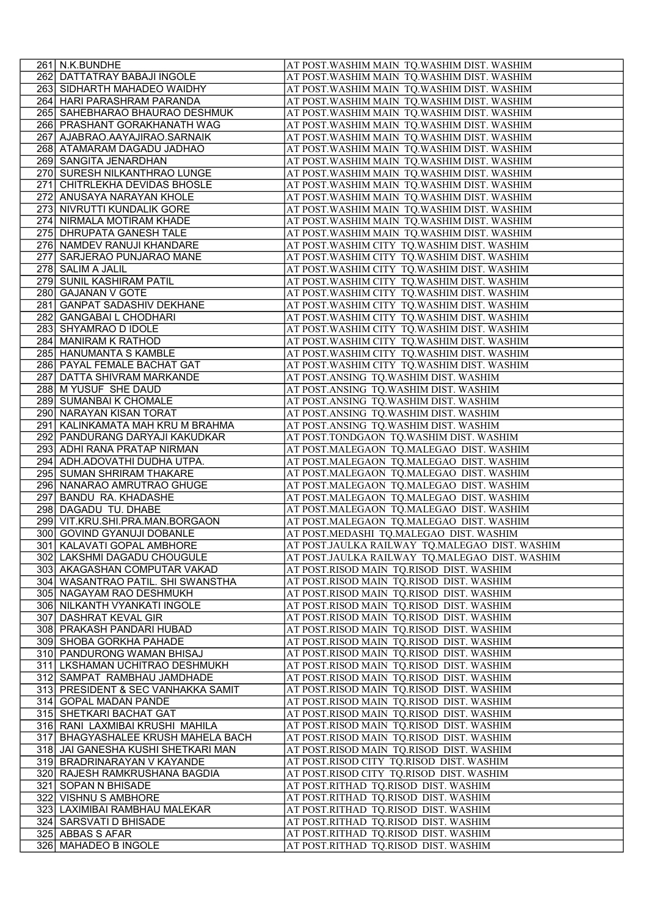| 261 | N.K.BUNDHE | AT POST.WASHIM MAIN  TQ.WASHIM DIST. WASHIM |
|---|---|---|
| 262 | DATTATRAY BABAJI INGOLE | AT POST.WASHIM MAIN  TQ.WASHIM DIST. WASHIM |
| 263 | SIDHARTH MAHADEO WAIDHY | AT POST.WASHIM MAIN  TQ.WASHIM DIST. WASHIM |
| 264 | HARI PARASHRAM PARANDA | AT POST.WASHIM MAIN  TQ.WASHIM DIST. WASHIM |
| 265 | SAHEBHARAO BHAURAO DESHMUK | AT POST.WASHIM MAIN  TQ.WASHIM DIST. WASHIM |
| 266 | PRASHANT GORAKHANATH WAG | AT POST.WASHIM MAIN  TQ.WASHIM DIST. WASHIM |
| 267 | AJABRAO.AAYAJIRAO.SARNAIK | AT POST.WASHIM MAIN  TQ.WASHIM DIST. WASHIM |
| 268 | ATAMARAM DAGADU JADHAO | AT POST.WASHIM MAIN  TQ.WASHIM DIST. WASHIM |
| 269 | SANGITA JENARDHAN | AT POST.WASHIM MAIN  TQ.WASHIM DIST. WASHIM |
| 270 | SURESH NILKANTHRAO LUNGE | AT POST.WASHIM MAIN  TQ.WASHIM DIST. WASHIM |
| 271 | CHITRLEKHA DEVIDAS BHOSLE | AT POST.WASHIM MAIN  TQ.WASHIM DIST. WASHIM |
| 272 | ANUSAYA NARAYAN KHOLE | AT POST.WASHIM MAIN  TQ.WASHIM DIST. WASHIM |
| 273 | NIVRUTTI KUNDALIK GORE | AT POST.WASHIM MAIN  TQ.WASHIM DIST. WASHIM |
| 274 | NIRMALA MOTIRAM KHADE | AT POST.WASHIM MAIN  TQ.WASHIM DIST. WASHIM |
| 275 | DHRUPATA GANESH TALE | AT POST.WASHIM MAIN  TQ.WASHIM DIST. WASHIM |
| 276 | NAMDEV RANUJI KHANDARE | AT POST.WASHIM CITY  TQ.WASHIM DIST. WASHIM |
| 277 | SARJERAO PUNJARAO MANE | AT POST.WASHIM CITY  TQ.WASHIM DIST. WASHIM |
| 278 | SALIM A JALIL | AT POST.WASHIM CITY  TQ.WASHIM DIST. WASHIM |
| 279 | SUNIL KASHIRAM PATIL | AT POST.WASHIM CITY  TQ.WASHIM DIST. WASHIM |
| 280 | GAJANAN V GOTE | AT POST.WASHIM CITY  TQ.WASHIM DIST. WASHIM |
| 281 | GANPAT SADASHIV DEKHANE | AT POST.WASHIM CITY  TQ.WASHIM DIST. WASHIM |
| 282 | GANGABAI L CHODHARI | AT POST.WASHIM CITY  TQ.WASHIM DIST. WASHIM |
| 283 | SHYAMRAO D IDOLE | AT POST.WASHIM CITY  TQ.WASHIM DIST. WASHIM |
| 284 | MANIRAM K RATHOD | AT POST.WASHIM CITY  TQ.WASHIM DIST. WASHIM |
| 285 | HANUMANTA S KAMBLE | AT POST.WASHIM CITY  TQ.WASHIM DIST. WASHIM |
| 286 | PAYAL FEMALE BACHAT GAT | AT POST.WASHIM CITY  TQ.WASHIM DIST. WASHIM |
| 287 | DATTA SHIVRAM MARKANDE | AT POST.ANSING  TQ.WASHIM DIST. WASHIM |
| 288 | M YUSUF  SHE DAUD | AT POST.ANSING  TQ.WASHIM DIST. WASHIM |
| 289 | SUMANBAI K CHOMALE | AT POST.ANSING  TQ.WASHIM DIST. WASHIM |
| 290 | NARAYAN KISAN TORAT | AT POST.ANSING  TQ.WASHIM DIST. WASHIM |
| 291 | KALINKAMATA MAH KRU M BRAHMA | AT POST.ANSING  TQ.WASHIM DIST. WASHIM |
| 292 | PANDURANG DARYAJI KAKUDKAR | AT POST.TONDGAON  TQ.WASHIM DIST. WASHIM |
| 293 | ADHI RANA PRATAP NIRMAN | AT POST.MALEGAON  TQ.MALEGAO  DIST. WASHIM |
| 294 | ADH.ADOVATHI DUDHA UTPA. | AT POST.MALEGAON  TQ.MALEGAO  DIST. WASHIM |
| 295 | SUMAN SHRIRAM THAKARE | AT POST.MALEGAON  TQ.MALEGAO  DIST. WASHIM |
| 296 | NANARAO AMRUTRAO GHUGE | AT POST.MALEGAON  TQ.MALEGAO  DIST. WASHIM |
| 297 | BANDU  RA. KHADASHE | AT POST.MALEGAON  TQ.MALEGAO  DIST. WASHIM |
| 298 | DAGADU  TU. DHABE | AT POST.MALEGAON  TQ.MALEGAO  DIST. WASHIM |
| 299 | VIT.KRU.SHI.PRA.MAN.BORGAON | AT POST.MALEGAON  TQ.MALEGAO  DIST. WASHIM |
| 300 | GOVIND GYANUJI DOBANLE | AT POST.MEDASHI  TQ.MALEGAO  DIST. WASHIM |
| 301 | KALAVATI GOPAL AMBHORE | AT POST.JAULKA RAILWAY  TQ.MALEGAO  DIST. WASHIM |
| 302 | LAKSHMI DAGADU CHOUGULE | AT POST.JAULKA RAILWAY  TQ.MALEGAO  DIST. WASHIM |
| 303 | AKAGASHAN COMPUTAR VAKAD | AT POST.RISOD MAIN  TQ.RISOD  DIST. WASHIM |
| 304 | WASANTRAO PATIL. SHI SWANSTHA | AT POST.RISOD MAIN  TQ.RISOD  DIST. WASHIM |
| 305 | NAGAYAM RAO DESHMUKH | AT POST.RISOD MAIN  TQ.RISOD  DIST. WASHIM |
| 306 | NILKANTH VYANKATI INGOLE | AT POST.RISOD MAIN  TQ.RISOD  DIST. WASHIM |
| 307 | DASHRAT KEVAL GIR | AT POST.RISOD MAIN  TQ.RISOD  DIST. WASHIM |
| 308 | PRAKASH PANDARI HUBAD | AT POST.RISOD MAIN  TQ.RISOD  DIST. WASHIM |
| 309 | SHOBA GORKHA PAHADE | AT POST.RISOD MAIN  TQ.RISOD  DIST. WASHIM |
| 310 | PANDURONG WAMAN BHISAJ | AT POST.RISOD MAIN  TQ.RISOD  DIST. WASHIM |
| 311 | LKSHAMAN UCHITRAO DESHMUKH | AT POST.RISOD MAIN  TQ.RISOD  DIST. WASHIM |
| 312 | SAMPAT  RAMBHAU JAMDHADE | AT POST.RISOD MAIN  TQ.RISOD  DIST. WASHIM |
| 313 | PRESIDENT & SEC VANHAKKA SAMIT | AT POST.RISOD MAIN  TQ.RISOD  DIST. WASHIM |
| 314 | GOPAL MADAN PANDE | AT POST.RISOD MAIN  TQ.RISOD  DIST. WASHIM |
| 315 | SHETKARI BACHAT GAT | AT POST.RISOD MAIN  TQ.RISOD  DIST. WASHIM |
| 316 | RANI  LAXMIBAI KRUSHI  MAHILA | AT POST.RISOD MAIN  TQ.RISOD  DIST. WASHIM |
| 317 | BHAGYASHALEE KRUSH MAHELA BACH | AT POST.RISOD MAIN  TQ.RISOD  DIST. WASHIM |
| 318 | JAI GANESHA KUSHI SHETKARI MAN | AT POST.RISOD MAIN  TQ.RISOD  DIST. WASHIM |
| 319 | BRADRINARAYAN V KAYANDE | AT POST.RISOD CITY  TQ.RISOD  DIST. WASHIM |
| 320 | RAJESH RAMKRUSHANA BAGDIA | AT POST.RISOD CITY  TQ.RISOD  DIST. WASHIM |
| 321 | SOPAN N BHISADE | AT POST.RITHAD  TQ.RISOD  DIST. WASHIM |
| 322 | VISHNU S AMBHORE | AT POST.RITHAD  TQ.RISOD  DIST. WASHIM |
| 323 | LAXIMIBAI RAMBHAU MALEKAR | AT POST.RITHAD  TQ.RISOD  DIST. WASHIM |
| 324 | SARSVATI D BHISADE | AT POST.RITHAD  TQ.RISOD  DIST. WASHIM |
| 325 | ABBAS S AFAR | AT POST.RITHAD  TQ.RISOD  DIST. WASHIM |
| 326 | MAHADEO B INGOLE | AT POST.RITHAD  TQ.RISOD  DIST. WASHIM |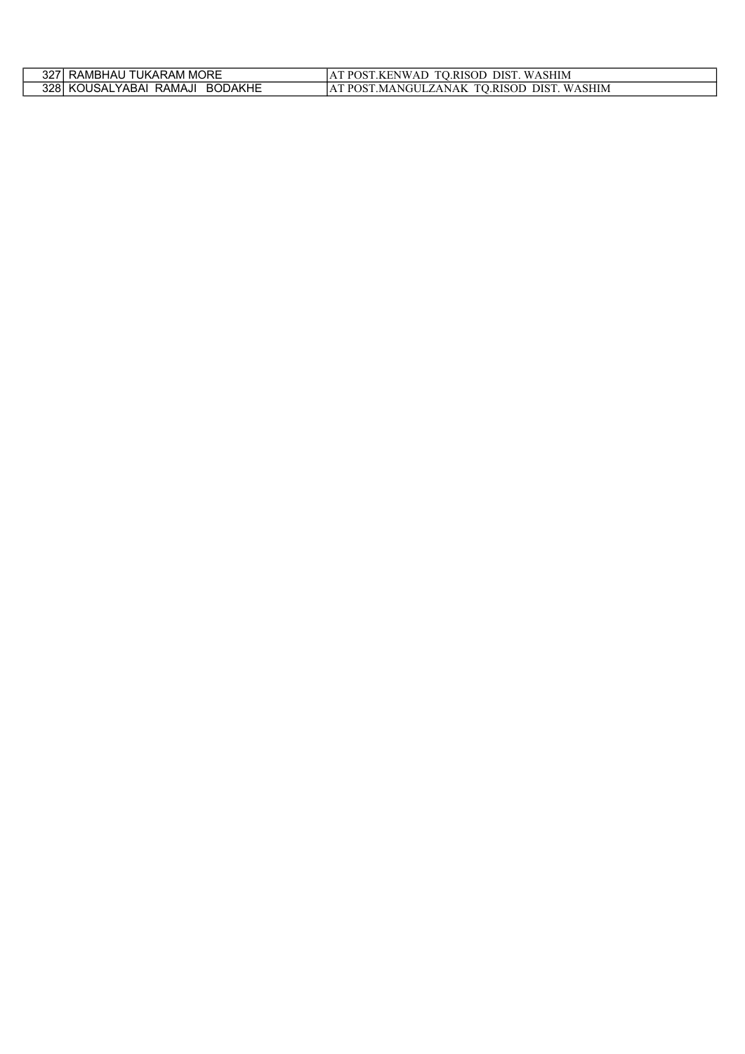| | | |
|---|---|---|
| 327 | RAMBHAU TUKARAM MORE | AT POST.KENWAD TQ.RISOD DIST. WASHIM |
| 328 | KOUSALYABAI RAMAJI BODAKHE | AT POST.MANGULZANAK TQ.RISOD DIST. WASHIM |